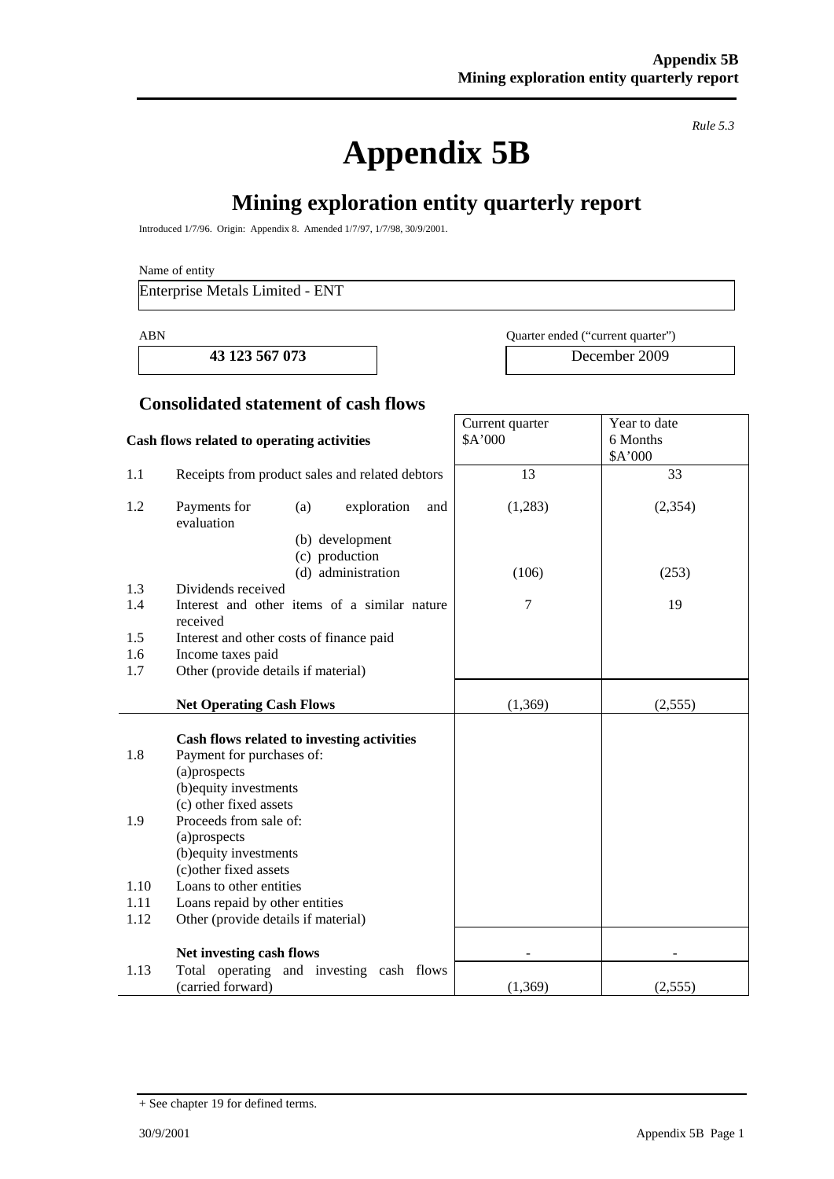*Rule 5.3*

# Appendix 5B

## Mining exploration entity quarterly report

Introduced 1/7/96. Origin: Appendix 8. Amended 1/7/97, 1/7/98, 30/9/2001.

Name of entity

Enterprise Metals Limited - ENT

| ABN | Quarter ended ("current quarter") |
|---|---|
| **43 123 567 073** | December 2009 |

### Consolidated statement of cash flows

| | **Cash flows related to operating activities** | Current quarter $A'000 | Year to date 6 Months $A'000 |
|---|---|---|---|
| 1.1 | Receipts from product sales and related debtors | 13 | 33 |
| 1.2 | Payments for (a) exploration and evaluation | (1,283) | (2,354) |
| | (b) development | | |
| | (c) production | | |
| | (d) administration | (106) | (253) |
| 1.3 | Dividends received | | |
| 1.4 | Interest and other items of a similar nature received | 7 | 19 |
| 1.5 | Interest and other costs of finance paid | | |
| 1.6 | Income taxes paid | | |
| 1.7 | Other (provide details if material) | | |
| | **Net Operating Cash Flows** | (1,369) | (2,555) |
| | **Cash flows related to investing activities** | | |
| 1.8 | Payment for purchases of: (a)prospects | | |
| | (b)equity investments | | |
| | (c) other fixed assets | | |
| 1.9 | Proceeds from sale of: (a)prospects | | |
| | (b)equity investments | | |
| | (c)other fixed assets | | |
| 1.10 | Loans to other entities | | |
| 1.11 | Loans repaid by other entities | | |
| 1.12 | Other (provide details if material) | | |
| | **Net investing cash flows** | - | - |
| 1.13 | Total operating and investing cash flows (carried forward) | (1,369) | (2,555) |

+ See chapter 19 for defined terms.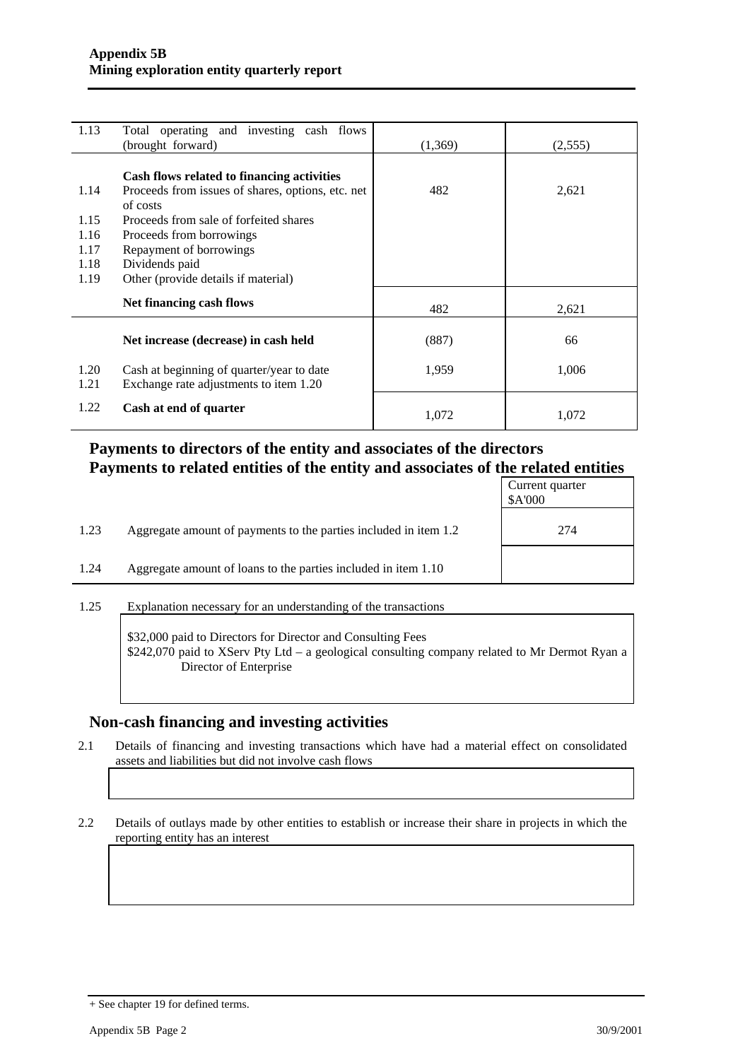**Appendix 5B**
**Mining exploration entity quarterly report**

| | | | |
|---|---|---|---|
| 1.13 | Total operating and investing cash flows (brought forward) | (1,369) | (2,555) |
| | **Cash flows related to financing activities** | | |
| 1.14 | Proceeds from issues of shares, options, etc. net of costs | 482 | 2,621 |
| 1.15 | Proceeds from sale of forfeited shares | | |
| 1.16 | Proceeds from borrowings | | |
| 1.17 | Repayment of borrowings | | |
| 1.18 | Dividends paid | | |
| 1.19 | Other (provide details if material) | | |
| | **Net financing cash flows** | 482 | 2,621 |
| | **Net increase (decrease) in cash held** | (887) | 66 |
| 1.20 | Cash at beginning of quarter/year to date | 1,959 | 1,006 |
| 1.21 | Exchange rate adjustments to item 1.20 | | |
| 1.22 | **Cash at end of quarter** | 1,072 | 1,072 |

## Payments to directors of the entity and associates of the directors
## Payments to related entities of the entity and associates of the related entities

| | | Current quarter $A'000 |
|---|---|---|
| 1.23 | Aggregate amount of payments to the parties included in item 1.2 | 274 |
| 1.24 | Aggregate amount of loans to the parties included in item 1.10 | |

1.25 Explanation necessary for an understanding of the transactions

$32,000 paid to Directors for Director and Consulting Fees
$242,070 paid to XServ Pty Ltd – a geological consulting company related to Mr Dermot Ryan a Director of Enterprise

## Non-cash financing and investing activities

2.1 Details of financing and investing transactions which have had a material effect on consolidated assets and liabilities but did not involve cash flows

2.2 Details of outlays made by other entities to establish or increase their share in projects in which the reporting entity has an interest

+ See chapter 19 for defined terms.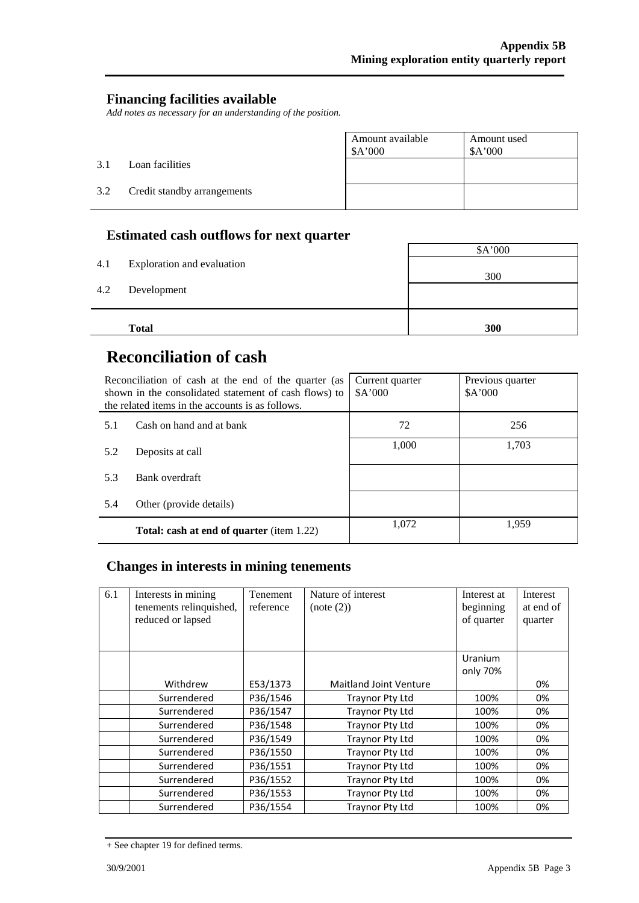## Financing facilities available

*Add notes as necessary for an understanding of the position.*

| | | Amount available $A'000 | Amount used $A'000 |
|---|---|---|---|
| 3.1 | Loan facilities | | |
| 3.2 | Credit standby arrangements | | |

## Estimated cash outflows for next quarter

| | | $A'000 |
|---|---|---|
| 4.1 | Exploration and evaluation | 300 |
| 4.2 | Development | |
| | **Total** | **300** |

# Reconciliation of cash

| Reconciliation of cash at the end of the quarter (as shown in the consolidated statement of cash flows) to the related items in the accounts is as follows. | | Current quarter $A'000 | Previous quarter $A'000 |
|---|---|---|---|
| 5.1 | Cash on hand and at bank | 72 | 256 |
| 5.2 | Deposits at call | 1,000 | 1,703 |
| 5.3 | Bank overdraft | | |
| 5.4 | Other (provide details) | | |
| | **Total: cash at end of quarter** (item 1.22) | 1,072 | 1,959 |

## Changes in interests in mining tenements

| 6.1 | Interests in mining tenements relinquished, reduced or lapsed | Tenement reference | Nature of interest (note (2)) | Interest at beginning of quarter | Interest at end of quarter |
|---|---|---|---|---|---|
| | Withdrew | E53/1373 | Maitland Joint Venture | Uranium only 70% | 0% |
| | Surrendered | P36/1546 | Traynor Pty Ltd | 100% | 0% |
| | Surrendered | P36/1547 | Traynor Pty Ltd | 100% | 0% |
| | Surrendered | P36/1548 | Traynor Pty Ltd | 100% | 0% |
| | Surrendered | P36/1549 | Traynor Pty Ltd | 100% | 0% |
| | Surrendered | P36/1550 | Traynor Pty Ltd | 100% | 0% |
| | Surrendered | P36/1551 | Traynor Pty Ltd | 100% | 0% |
| | Surrendered | P36/1552 | Traynor Pty Ltd | 100% | 0% |
| | Surrendered | P36/1553 | Traynor Pty Ltd | 100% | 0% |
| | Surrendered | P36/1554 | Traynor Pty Ltd | 100% | 0% |

+ See chapter 19 for defined terms.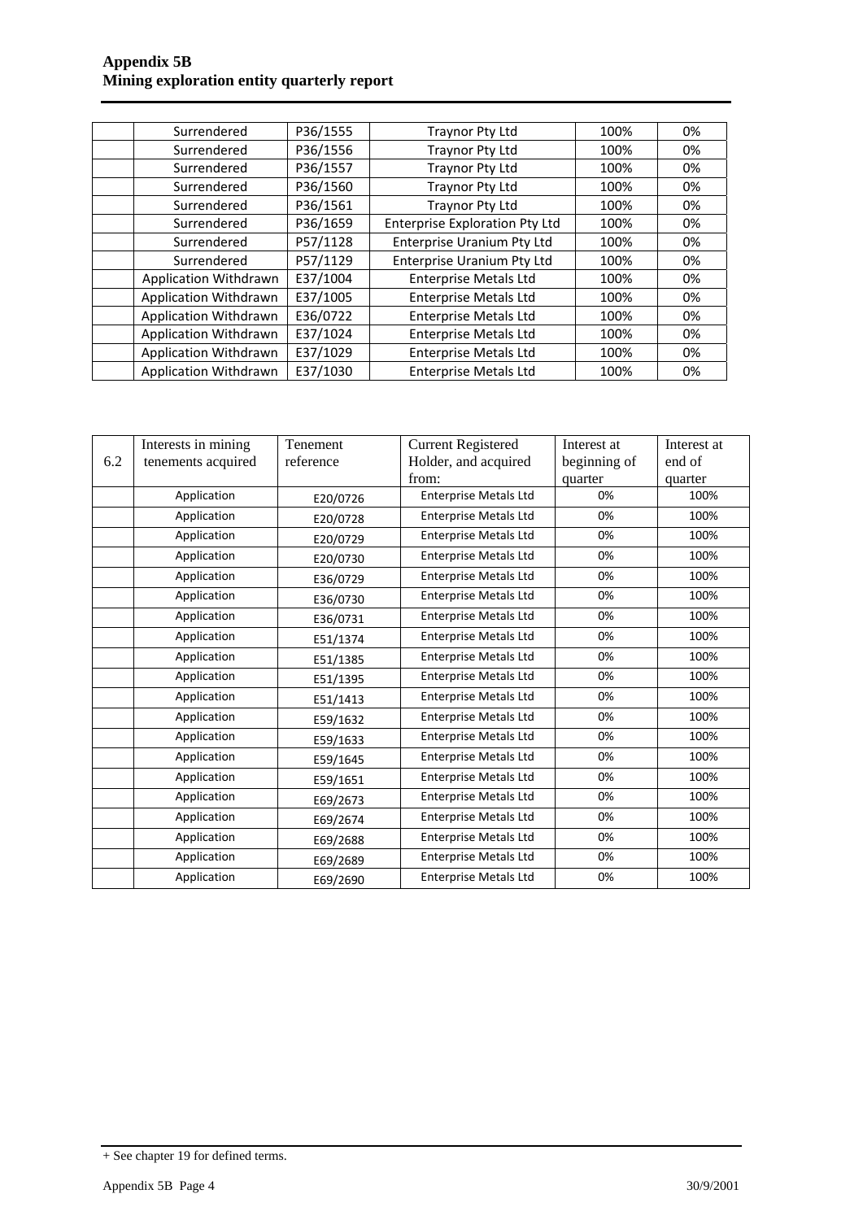| | | | | | |
|---|---|---|---|---|---|
| | Surrendered | P36/1555 | Traynor Pty Ltd | 100% | 0% |
| | Surrendered | P36/1556 | Traynor Pty Ltd | 100% | 0% |
| | Surrendered | P36/1557 | Traynor Pty Ltd | 100% | 0% |
| | Surrendered | P36/1560 | Traynor Pty Ltd | 100% | 0% |
| | Surrendered | P36/1561 | Traynor Pty Ltd | 100% | 0% |
| | Surrendered | P36/1659 | Enterprise Exploration Pty Ltd | 100% | 0% |
| | Surrendered | P57/1128 | Enterprise Uranium Pty Ltd | 100% | 0% |
| | Surrendered | P57/1129 | Enterprise Uranium Pty Ltd | 100% | 0% |
| | Application Withdrawn | E37/1004 | Enterprise Metals Ltd | 100% | 0% |
| | Application Withdrawn | E37/1005 | Enterprise Metals Ltd | 100% | 0% |
| | Application Withdrawn | E36/0722 | Enterprise Metals Ltd | 100% | 0% |
| | Application Withdrawn | E37/1024 | Enterprise Metals Ltd | 100% | 0% |
| | Application Withdrawn | E37/1029 | Enterprise Metals Ltd | 100% | 0% |
| | Application Withdrawn | E37/1030 | Enterprise Metals Ltd | 100% | 0% |

| 6.2 | Interests in mining tenements acquired | Tenement reference | Current Registered Holder, and acquired from: | Interest at beginning of quarter | Interest at end of quarter |
|---|---|---|---|---|---|
| | Application | E20/0726 | Enterprise Metals Ltd | 0% | 100% |
| | Application | E20/0728 | Enterprise Metals Ltd | 0% | 100% |
| | Application | E20/0729 | Enterprise Metals Ltd | 0% | 100% |
| | Application | E20/0730 | Enterprise Metals Ltd | 0% | 100% |
| | Application | E36/0729 | Enterprise Metals Ltd | 0% | 100% |
| | Application | E36/0730 | Enterprise Metals Ltd | 0% | 100% |
| | Application | E36/0731 | Enterprise Metals Ltd | 0% | 100% |
| | Application | E51/1374 | Enterprise Metals Ltd | 0% | 100% |
| | Application | E51/1385 | Enterprise Metals Ltd | 0% | 100% |
| | Application | E51/1395 | Enterprise Metals Ltd | 0% | 100% |
| | Application | E51/1413 | Enterprise Metals Ltd | 0% | 100% |
| | Application | E59/1632 | Enterprise Metals Ltd | 0% | 100% |
| | Application | E59/1633 | Enterprise Metals Ltd | 0% | 100% |
| | Application | E59/1645 | Enterprise Metals Ltd | 0% | 100% |
| | Application | E59/1651 | Enterprise Metals Ltd | 0% | 100% |
| | Application | E69/2673 | Enterprise Metals Ltd | 0% | 100% |
| | Application | E69/2674 | Enterprise Metals Ltd | 0% | 100% |
| | Application | E69/2688 | Enterprise Metals Ltd | 0% | 100% |
| | Application | E69/2689 | Enterprise Metals Ltd | 0% | 100% |
| | Application | E69/2690 | Enterprise Metals Ltd | 0% | 100% |

+ See chapter 19 for defined terms.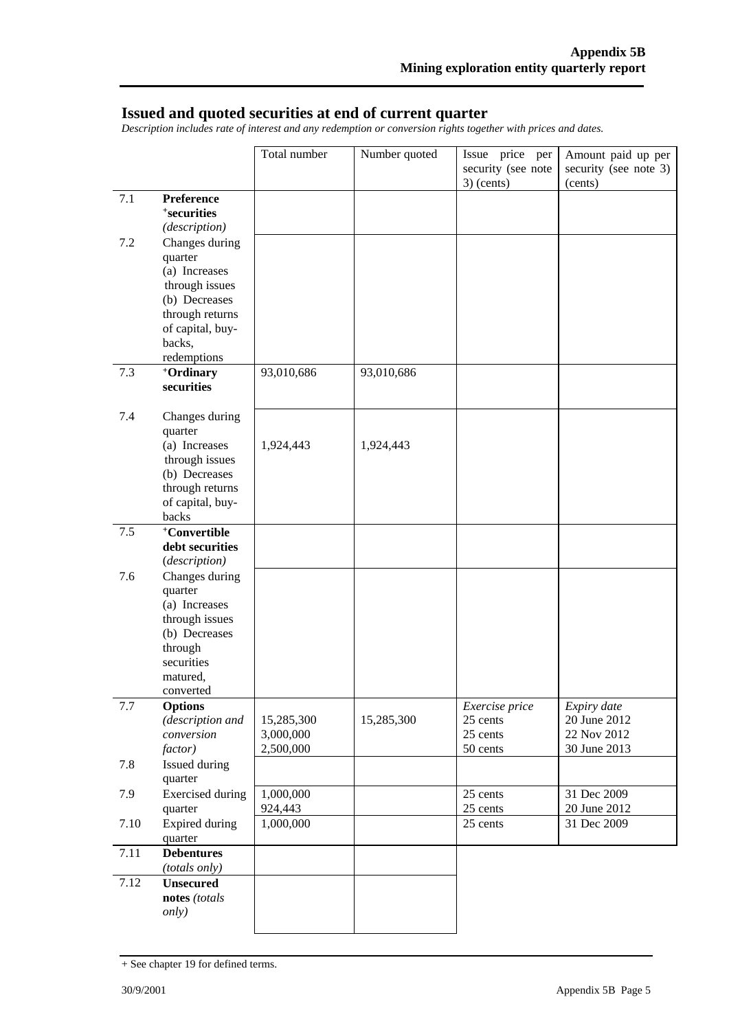## Issued and quoted securities at end of current quarter

*Description includes rate of interest and any redemption or conversion rights together with prices and dates.*

| | | Total number | Number quoted | Issue price per security (see note 3) (cents) | Amount paid up per security (see note 3) (cents) |
|---|---|---|---|---|---|
| 7.1 | **Preference** **+securities** *(description)* | | | | |
| 7.2 | Changes during quarter (a) Increases through issues (b) Decreases through returns of capital, buy-backs, redemptions | | | | |
| 7.3 | **+Ordinary securities** | 93,010,686 | 93,010,686 | | |
| 7.4 | Changes during quarter (a) Increases through issues (b) Decreases through returns of capital, buy-backs | 1,924,443 | 1,924,443 | | |
| 7.5 | **+Convertible debt securities** *(description)* | | | | |
| 7.6 | Changes during quarter (a) Increases through issues (b) Decreases through securities matured, converted | | | | |
| 7.7 | **Options** *(description and conversion factor)* | 15,285,300<br>3,000,000<br>2,500,000 | 15,285,300 | *Exercise price*<br>25 cents<br>25 cents<br>50 cents | *Expiry date*<br>20 June 2012<br>22 Nov 2012<br>30 June 2013 |
| 7.8 | Issued during quarter | | | | |
| 7.9 | Exercised during quarter | 1,000,000<br>924,443 | | 25 cents<br>25 cents | 31 Dec 2009<br>20 June 2012 |
| 7.10 | Expired during quarter | 1,000,000 | | 25 cents | 31 Dec 2009 |
| 7.11 | **Debentures** *(totals only)* | | | | |
| 7.12 | **Unsecured notes** *(totals only)* | | | | |

+ See chapter 19 for defined terms.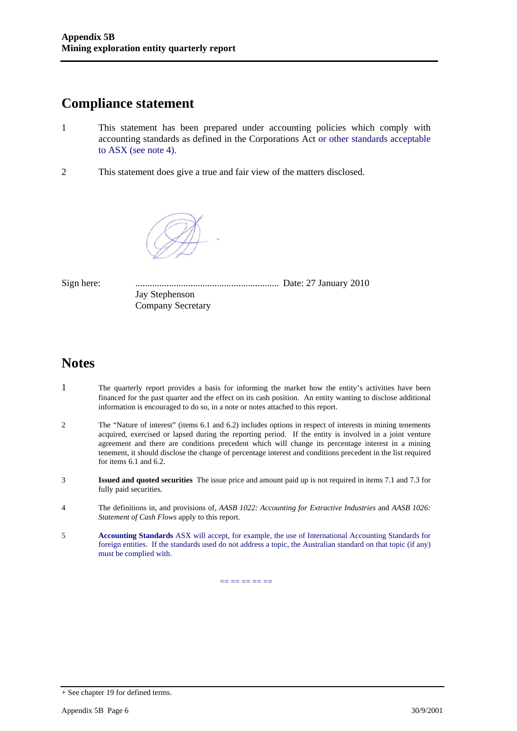## Compliance statement

1 This statement has been prepared under accounting policies which comply with accounting standards as defined in the Corporations Act or other standards acceptable to ASX (see note 4).

2 This statement does give a true and fair view of the matters disclosed.

Sign here: ............................................................ Date: 27 January 2010
Jay Stephenson
Company Secretary

## Notes

1 The quarterly report provides a basis for informing the market how the entity's activities have been financed for the past quarter and the effect on its cash position. An entity wanting to disclose additional information is encouraged to do so, in a note or notes attached to this report.

2 The "Nature of interest" (items 6.1 and 6.2) includes options in respect of interests in mining tenements acquired, exercised or lapsed during the reporting period. If the entity is involved in a joint venture agreement and there are conditions precedent which will change its percentage interest in a mining tenement, it should disclose the change of percentage interest and conditions precedent in the list required for items 6.1 and 6.2.

3 **Issued and quoted securities** The issue price and amount paid up is not required in items 7.1 and 7.3 for fully paid securities.

4 The definitions in, and provisions of, *AASB 1022: Accounting for Extractive Industries* and *AASB 1026: Statement of Cash Flows* apply to this report.

5 **Accounting Standards** ASX will accept, for example, the use of International Accounting Standards for foreign entities. If the standards used do not address a topic, the Australian standard on that topic (if any) must be complied with.

== == == == ==

+ See chapter 19 for defined terms.